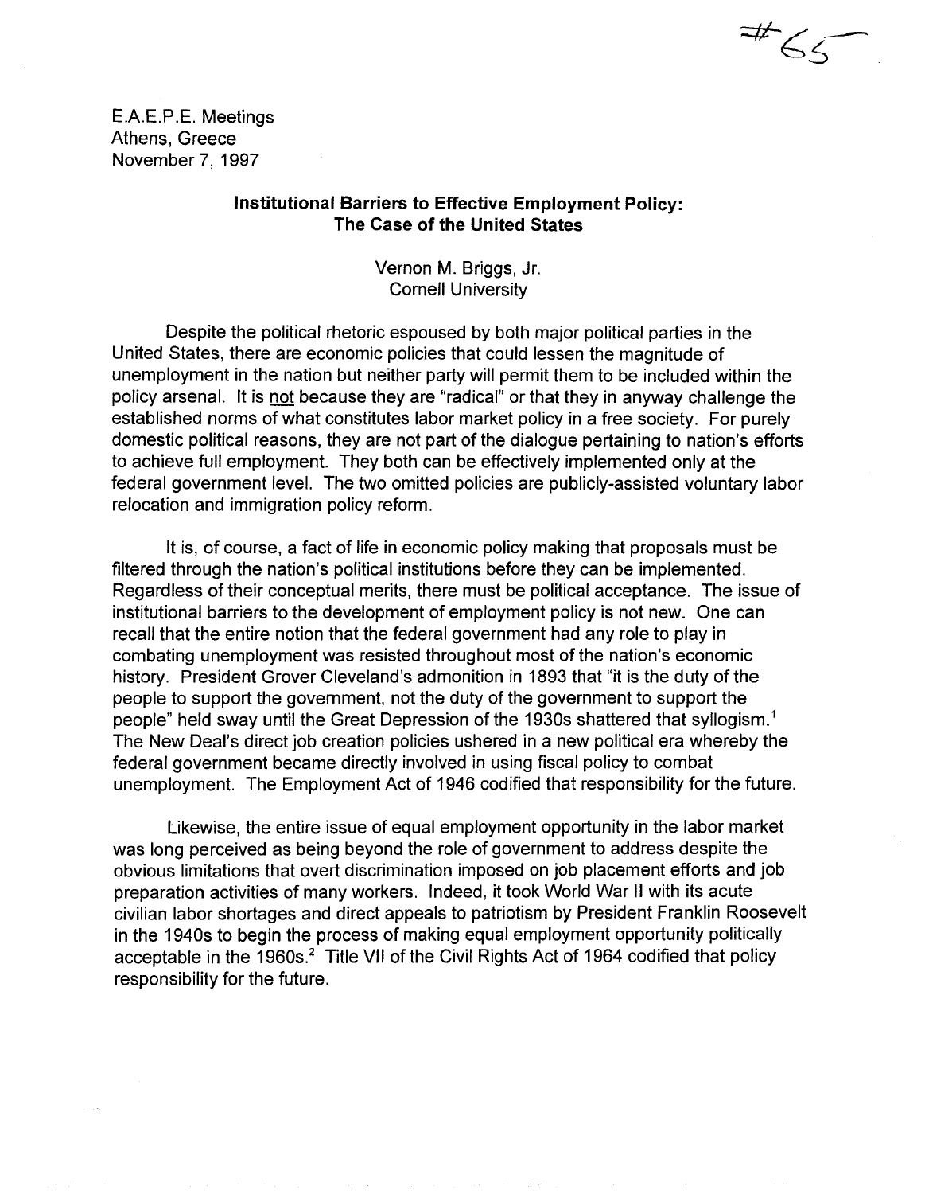#65

E.A.E.P.E. Meetings
Athens, Greece
November 7, 1997

## Institutional Barriers to Effective Employment Policy: The Case of the United States

Vernon M. Briggs, Jr.
Cornell University

Despite the political rhetoric espoused by both major political parties in the United States, there are economic policies that could lessen the magnitude of unemployment in the nation but neither party will permit them to be included within the policy arsenal. It is not because they are "radical" or that they in anyway challenge the established norms of what constitutes labor market policy in a free society. For purely domestic political reasons, they are not part of the dialogue pertaining to nation's efforts to achieve full employment. They both can be effectively implemented only at the federal government level. The two omitted policies are publicly-assisted voluntary labor relocation and immigration policy reform.

It is, of course, a fact of life in economic policy making that proposals must be filtered through the nation's political institutions before they can be implemented. Regardless of their conceptual merits, there must be political acceptance. The issue of institutional barriers to the development of employment policy is not new. One can recall that the entire notion that the federal government had any role to play in combating unemployment was resisted throughout most of the nation's economic history. President Grover Cleveland's admonition in 1893 that "it is the duty of the people to support the government, not the duty of the government to support the people" held sway until the Great Depression of the 1930s shattered that syllogism.[1] The New Deal's direct job creation policies ushered in a new political era whereby the federal government became directly involved in using fiscal policy to combat unemployment. The Employment Act of 1946 codified that responsibility for the future.

Likewise, the entire issue of equal employment opportunity in the labor market was long perceived as being beyond the role of government to address despite the obvious limitations that overt discrimination imposed on job placement efforts and job preparation activities of many workers. Indeed, it took World War II with its acute civilian labor shortages and direct appeals to patriotism by President Franklin Roosevelt in the 1940s to begin the process of making equal employment opportunity politically acceptable in the 1960s.[2] Title VII of the Civil Rights Act of 1964 codified that policy responsibility for the future.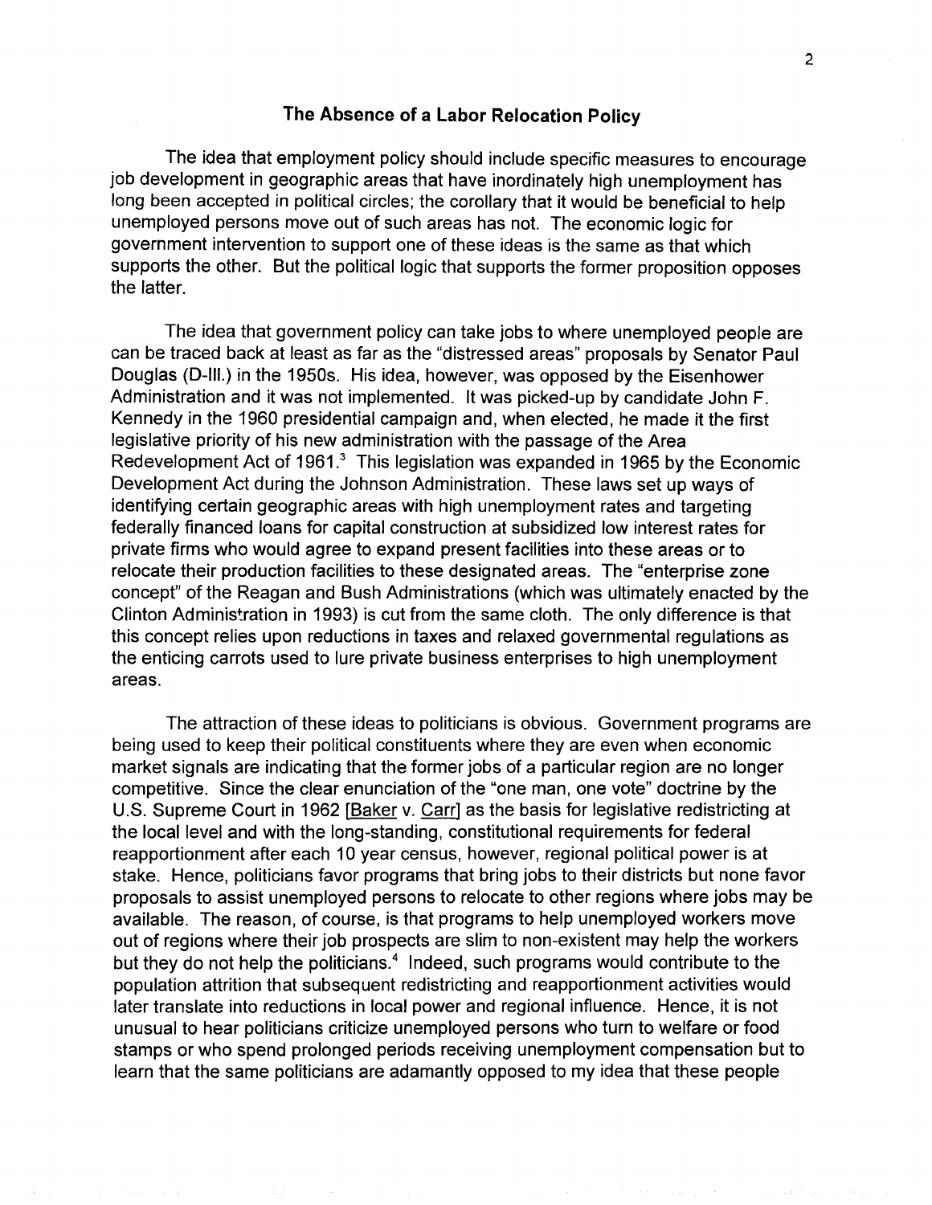## The Absence of a Labor Relocation Policy

The idea that employment policy should include specific measures to encourage job development in geographic areas that have inordinately high unemployment has long been accepted in political circles; the corollary that it would be beneficial to help unemployed persons move out of such areas has not. The economic logic for government intervention to support one of these ideas is the same as that which supports the other. But the political logic that supports the former proposition opposes the latter.

The idea that government policy can take jobs to where unemployed people are can be traced back at least as far as the "distressed areas" proposals by Senator Paul Douglas (D-Ill.) in the 1950s. His idea, however, was opposed by the Eisenhower Administration and it was not implemented. It was picked-up by candidate John F. Kennedy in the 1960 presidential campaign and, when elected, he made it the first legislative priority of his new administration with the passage of the Area Redevelopment Act of 1961.[3] This legislation was expanded in 1965 by the Economic Development Act during the Johnson Administration. These laws set up ways of identifying certain geographic areas with high unemployment rates and targeting federally financed loans for capital construction at subsidized low interest rates for private firms who would agree to expand present facilities into these areas or to relocate their production facilities to these designated areas. The "enterprise zone concept" of the Reagan and Bush Administrations (which was ultimately enacted by the Clinton Administration in 1993) is cut from the same cloth. The only difference is that this concept relies upon reductions in taxes and relaxed governmental regulations as the enticing carrots used to lure private business enterprises to high unemployment areas.

The attraction of these ideas to politicians is obvious. Government programs are being used to keep their political constituents where they are even when economic market signals are indicating that the former jobs of a particular region are no longer competitive. Since the clear enunciation of the "one man, one vote" doctrine by the U.S. Supreme Court in 1962 [Baker v. Carr] as the basis for legislative redistricting at the local level and with the long-standing, constitutional requirements for federal reapportionment after each 10 year census, however, regional political power is at stake. Hence, politicians favor programs that bring jobs to their districts but none favor proposals to assist unemployed persons to relocate to other regions where jobs may be available. The reason, of course, is that programs to help unemployed workers move out of regions where their job prospects are slim to non-existent may help the workers but they do not help the politicians.[4] Indeed, such programs would contribute to the population attrition that subsequent redistricting and reapportionment activities would later translate into reductions in local power and regional influence. Hence, it is not unusual to hear politicians criticize unemployed persons who turn to welfare or food stamps or who spend prolonged periods receiving unemployment compensation but to learn that the same politicians are adamantly opposed to my idea that these people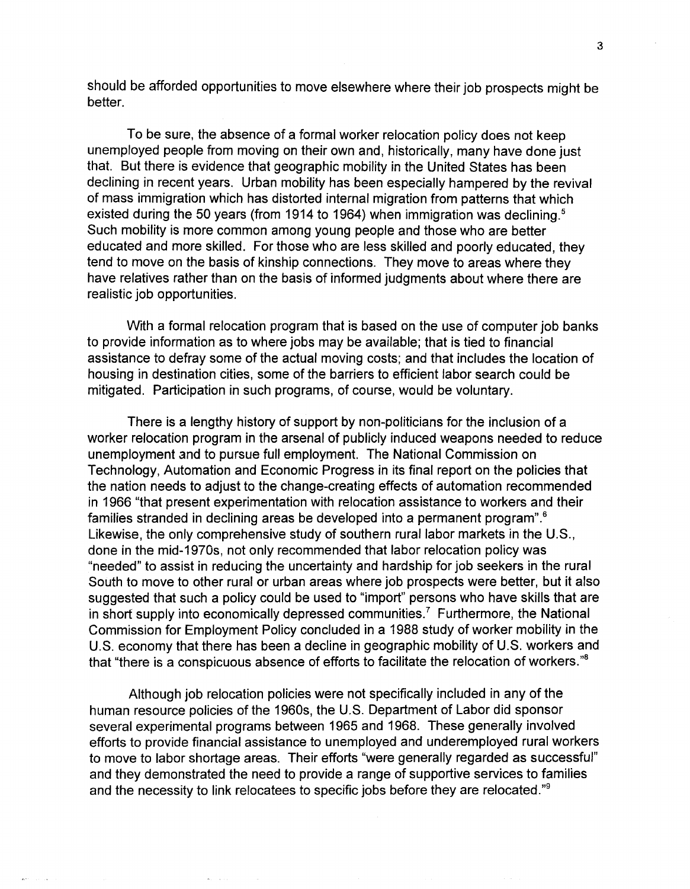should be afforded opportunities to move elsewhere where their job prospects might be better.

To be sure, the absence of a formal worker relocation policy does not keep unemployed people from moving on their own and, historically, many have done just that. But there is evidence that geographic mobility in the United States has been declining in recent years. Urban mobility has been especially hampered by the revival of mass immigration which has distorted internal migration from patterns that which existed during the 50 years (from 1914 to 1964) when immigration was declining.[5] Such mobility is more common among young people and those who are better educated and more skilled. For those who are less skilled and poorly educated, they tend to move on the basis of kinship connections. They move to areas where they have relatives rather than on the basis of informed judgments about where there are realistic job opportunities.

With a formal relocation program that is based on the use of computer job banks to provide information as to where jobs may be available; that is tied to financial assistance to defray some of the actual moving costs; and that includes the location of housing in destination cities, some of the barriers to efficient labor search could be mitigated. Participation in such programs, of course, would be voluntary.

There is a lengthy history of support by non-politicians for the inclusion of a worker relocation program in the arsenal of publicly induced weapons needed to reduce unemployment and to pursue full employment. The National Commission on Technology, Automation and Economic Progress in its final report on the policies that the nation needs to adjust to the change-creating effects of automation recommended in 1966 "that present experimentation with relocation assistance to workers and their families stranded in declining areas be developed into a permanent program".[6] Likewise, the only comprehensive study of southern rural labor markets in the U.S., done in the mid-1970s, not only recommended that labor relocation policy was "needed" to assist in reducing the uncertainty and hardship for job seekers in the rural South to move to other rural or urban areas where job prospects were better, but it also suggested that such a policy could be used to "import" persons who have skills that are in short supply into economically depressed communities.[7] Furthermore, the National Commission for Employment Policy concluded in a 1988 study of worker mobility in the U.S. economy that there has been a decline in geographic mobility of U.S. workers and that "there is a conspicuous absence of efforts to facilitate the relocation of workers."[8]

Although job relocation policies were not specifically included in any of the human resource policies of the 1960s, the U.S. Department of Labor did sponsor several experimental programs between 1965 and 1968. These generally involved efforts to provide financial assistance to unemployed and underemployed rural workers to move to labor shortage areas. Their efforts "were generally regarded as successful" and they demonstrated the need to provide a range of supportive services to families and the necessity to link relocatees to specific jobs before they are relocated."[9]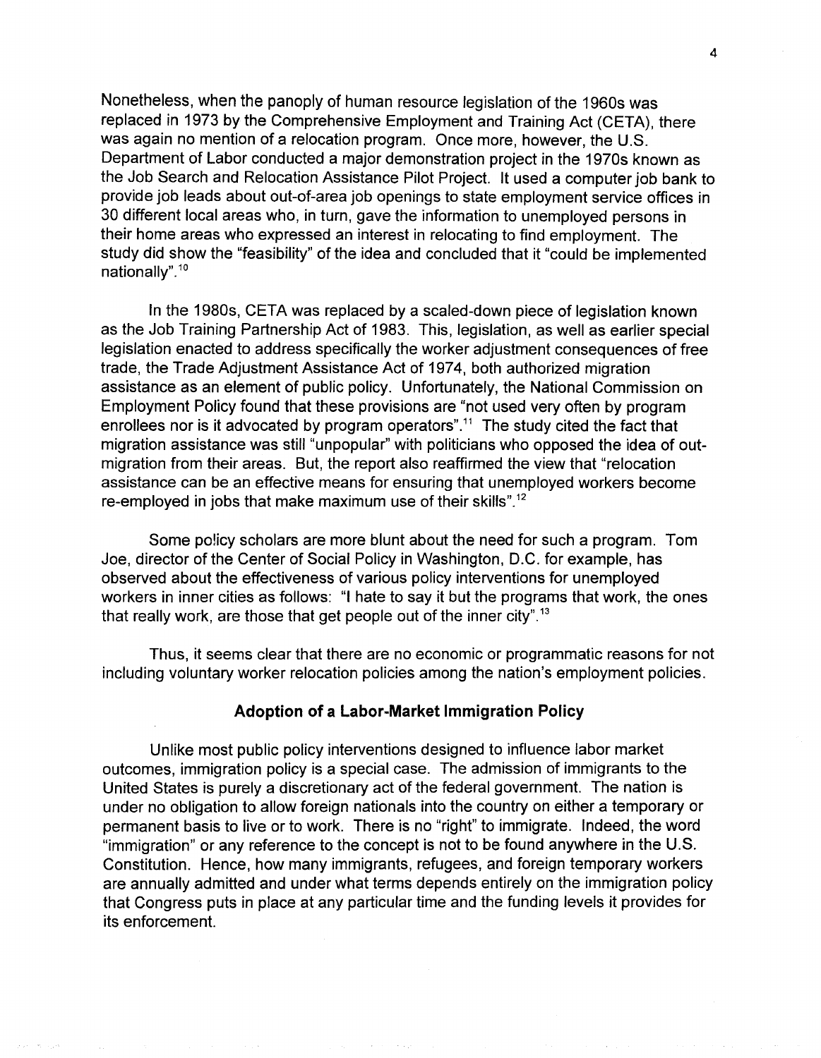Nonetheless, when the panoply of human resource legislation of the 1960s was replaced in 1973 by the Comprehensive Employment and Training Act (CETA), there was again no mention of a relocation program. Once more, however, the U.S. Department of Labor conducted a major demonstration project in the 1970s known as the Job Search and Relocation Assistance Pilot Project. It used a computer job bank to provide job leads about out-of-area job openings to state employment service offices in 30 different local areas who, in turn, gave the information to unemployed persons in their home areas who expressed an interest in relocating to find employment. The study did show the "feasibility" of the idea and concluded that it "could be implemented nationally".[10]

In the 1980s, CETA was replaced by a scaled-down piece of legislation known as the Job Training Partnership Act of 1983. This, legislation, as well as earlier special legislation enacted to address specifically the worker adjustment consequences of free trade, the Trade Adjustment Assistance Act of 1974, both authorized migration assistance as an element of public policy. Unfortunately, the National Commission on Employment Policy found that these provisions are "not used very often by program enrollees nor is it advocated by program operators".[11] The study cited the fact that migration assistance was still "unpopular" with politicians who opposed the idea of out-migration from their areas. But, the report also reaffirmed the view that "relocation assistance can be an effective means for ensuring that unemployed workers become re-employed in jobs that make maximum use of their skills".[12]

Some policy scholars are more blunt about the need for such a program. Tom Joe, director of the Center of Social Policy in Washington, D.C. for example, has observed about the effectiveness of various policy interventions for unemployed workers in inner cities as follows: "I hate to say it but the programs that work, the ones that really work, are those that get people out of the inner city".[13]

Thus, it seems clear that there are no economic or programmatic reasons for not including voluntary worker relocation policies among the nation's employment policies.

## Adoption of a Labor-Market Immigration Policy

Unlike most public policy interventions designed to influence labor market outcomes, immigration policy is a special case. The admission of immigrants to the United States is purely a discretionary act of the federal government. The nation is under no obligation to allow foreign nationals into the country on either a temporary or permanent basis to live or to work. There is no "right" to immigrate. Indeed, the word "immigration" or any reference to the concept is not to be found anywhere in the U.S. Constitution. Hence, how many immigrants, refugees, and foreign temporary workers are annually admitted and under what terms depends entirely on the immigration policy that Congress puts in place at any particular time and the funding levels it provides for its enforcement.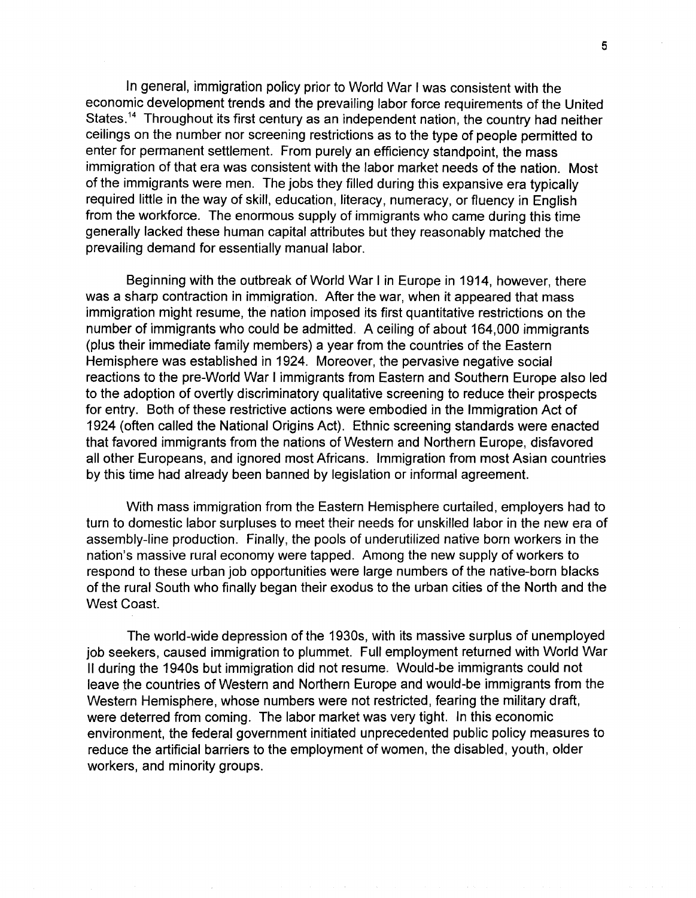In general, immigration policy prior to World War I was consistent with the economic development trends and the prevailing labor force requirements of the United States.[14] Throughout its first century as an independent nation, the country had neither ceilings on the number nor screening restrictions as to the type of people permitted to enter for permanent settlement. From purely an efficiency standpoint, the mass immigration of that era was consistent with the labor market needs of the nation. Most of the immigrants were men. The jobs they filled during this expansive era typically required little in the way of skill, education, literacy, numeracy, or fluency in English from the workforce. The enormous supply of immigrants who came during this time generally lacked these human capital attributes but they reasonably matched the prevailing demand for essentially manual labor.

Beginning with the outbreak of World War I in Europe in 1914, however, there was a sharp contraction in immigration. After the war, when it appeared that mass immigration might resume, the nation imposed its first quantitative restrictions on the number of immigrants who could be admitted. A ceiling of about 164,000 immigrants (plus their immediate family members) a year from the countries of the Eastern Hemisphere was established in 1924. Moreover, the pervasive negative social reactions to the pre-World War I immigrants from Eastern and Southern Europe also led to the adoption of overtly discriminatory qualitative screening to reduce their prospects for entry. Both of these restrictive actions were embodied in the Immigration Act of 1924 (often called the National Origins Act). Ethnic screening standards were enacted that favored immigrants from the nations of Western and Northern Europe, disfavored all other Europeans, and ignored most Africans. Immigration from most Asian countries by this time had already been banned by legislation or informal agreement.

With mass immigration from the Eastern Hemisphere curtailed, employers had to turn to domestic labor surpluses to meet their needs for unskilled labor in the new era of assembly-line production. Finally, the pools of underutilized native born workers in the nation's massive rural economy were tapped. Among the new supply of workers to respond to these urban job opportunities were large numbers of the native-born blacks of the rural South who finally began their exodus to the urban cities of the North and the West Coast.

The world-wide depression of the 1930s, with its massive surplus of unemployed job seekers, caused immigration to plummet. Full employment returned with World War II during the 1940s but immigration did not resume. Would-be immigrants could not leave the countries of Western and Northern Europe and would-be immigrants from the Western Hemisphere, whose numbers were not restricted, fearing the military draft, were deterred from coming. The labor market was very tight. In this economic environment, the federal government initiated unprecedented public policy measures to reduce the artificial barriers to the employment of women, the disabled, youth, older workers, and minority groups.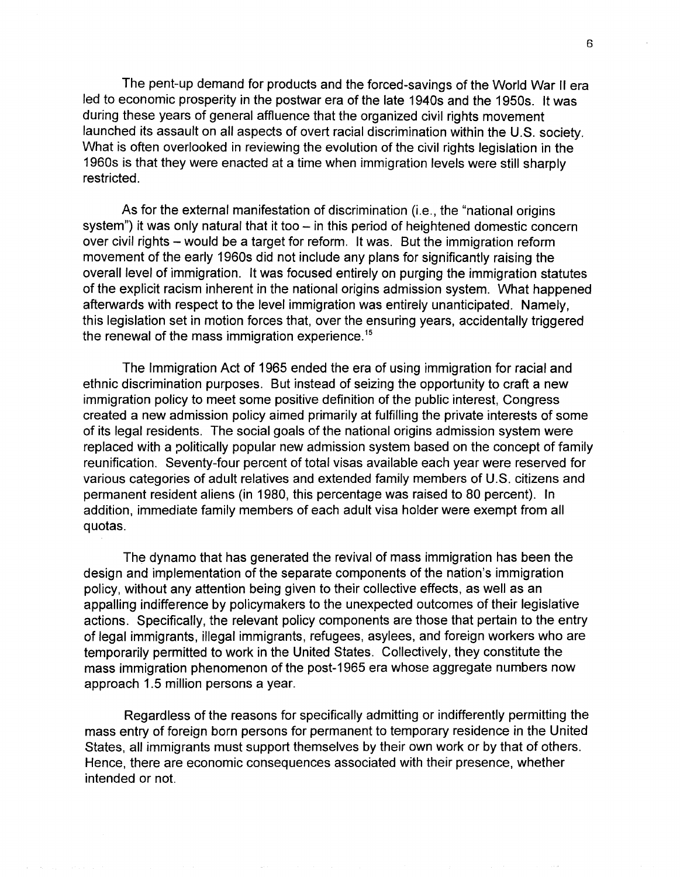The pent-up demand for products and the forced-savings of the World War II era led to economic prosperity in the postwar era of the late 1940s and the 1950s. It was during these years of general affluence that the organized civil rights movement launched its assault on all aspects of overt racial discrimination within the U.S. society. What is often overlooked in reviewing the evolution of the civil rights legislation in the 1960s is that they were enacted at a time when immigration levels were still sharply restricted.

As for the external manifestation of discrimination (i.e., the "national origins system") it was only natural that it too – in this period of heightened domestic concern over civil rights – would be a target for reform. It was. But the immigration reform movement of the early 1960s did not include any plans for significantly raising the overall level of immigration. It was focused entirely on purging the immigration statutes of the explicit racism inherent in the national origins admission system. What happened afterwards with respect to the level immigration was entirely unanticipated. Namely, this legislation set in motion forces that, over the ensuring years, accidentally triggered the renewal of the mass immigration experience.[15]

The Immigration Act of 1965 ended the era of using immigration for racial and ethnic discrimination purposes. But instead of seizing the opportunity to craft a new immigration policy to meet some positive definition of the public interest, Congress created a new admission policy aimed primarily at fulfilling the private interests of some of its legal residents. The social goals of the national origins admission system were replaced with a politically popular new admission system based on the concept of family reunification. Seventy-four percent of total visas available each year were reserved for various categories of adult relatives and extended family members of U.S. citizens and permanent resident aliens (in 1980, this percentage was raised to 80 percent). In addition, immediate family members of each adult visa holder were exempt from all quotas.

The dynamo that has generated the revival of mass immigration has been the design and implementation of the separate components of the nation's immigration policy, without any attention being given to their collective effects, as well as an appalling indifference by policymakers to the unexpected outcomes of their legislative actions. Specifically, the relevant policy components are those that pertain to the entry of legal immigrants, illegal immigrants, refugees, asylees, and foreign workers who are temporarily permitted to work in the United States. Collectively, they constitute the mass immigration phenomenon of the post-1965 era whose aggregate numbers now approach 1.5 million persons a year.

Regardless of the reasons for specifically admitting or indifferently permitting the mass entry of foreign born persons for permanent to temporary residence in the United States, all immigrants must support themselves by their own work or by that of others. Hence, there are economic consequences associated with their presence, whether intended or not.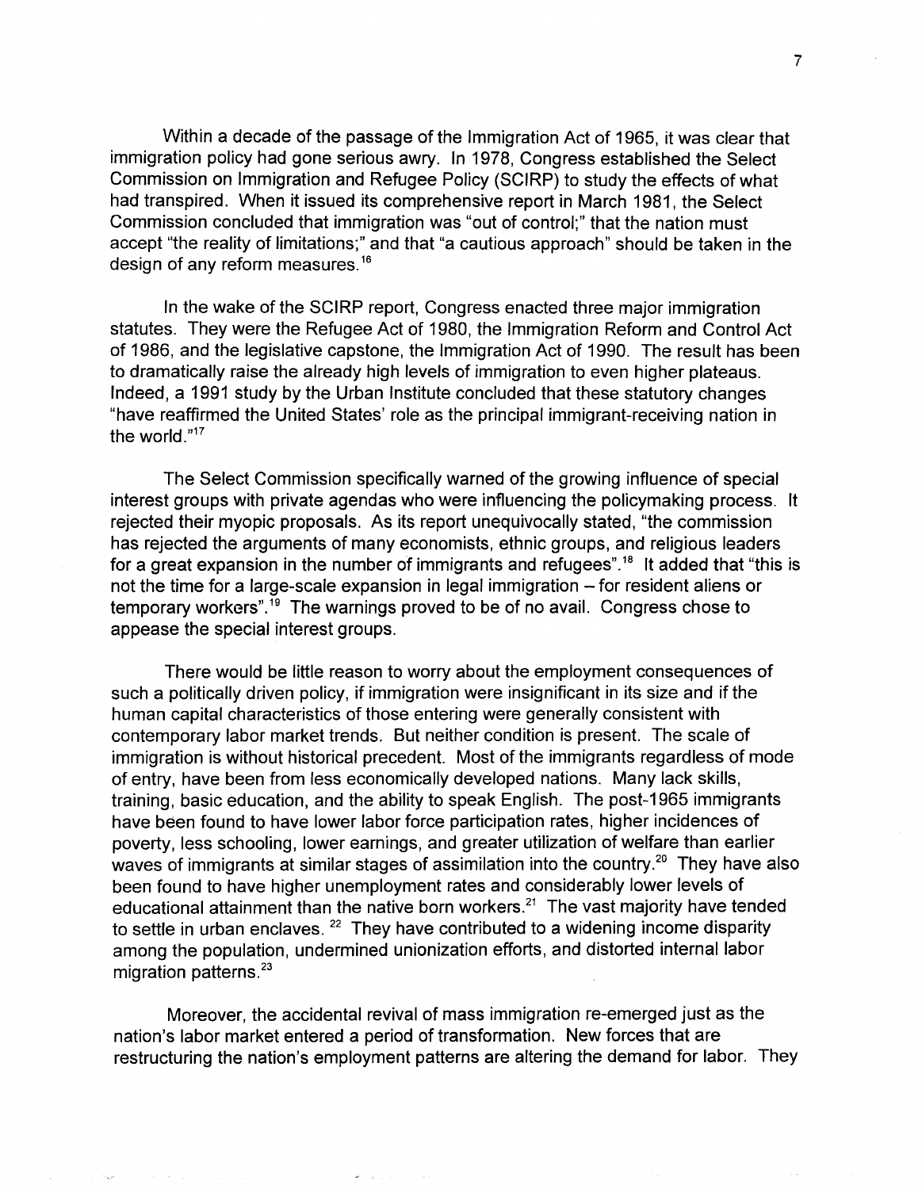Within a decade of the passage of the Immigration Act of 1965, it was clear that immigration policy had gone serious awry. In 1978, Congress established the Select Commission on Immigration and Refugee Policy (SCIRP) to study the effects of what had transpired. When it issued its comprehensive report in March 1981, the Select Commission concluded that immigration was "out of control;" that the nation must accept "the reality of limitations;" and that "a cautious approach" should be taken in the design of any reform measures.[16]

In the wake of the SCIRP report, Congress enacted three major immigration statutes. They were the Refugee Act of 1980, the Immigration Reform and Control Act of 1986, and the legislative capstone, the Immigration Act of 1990. The result has been to dramatically raise the already high levels of immigration to even higher plateaus. Indeed, a 1991 study by the Urban Institute concluded that these statutory changes "have reaffirmed the United States' role as the principal immigrant-receiving nation in the world."[17]

The Select Commission specifically warned of the growing influence of special interest groups with private agendas who were influencing the policymaking process. It rejected their myopic proposals. As its report unequivocally stated, "the commission has rejected the arguments of many economists, ethnic groups, and religious leaders for a great expansion in the number of immigrants and refugees".[18] It added that "this is not the time for a large-scale expansion in legal immigration – for resident aliens or temporary workers".[19] The warnings proved to be of no avail. Congress chose to appease the special interest groups.

There would be little reason to worry about the employment consequences of such a politically driven policy, if immigration were insignificant in its size and if the human capital characteristics of those entering were generally consistent with contemporary labor market trends. But neither condition is present. The scale of immigration is without historical precedent. Most of the immigrants regardless of mode of entry, have been from less economically developed nations. Many lack skills, training, basic education, and the ability to speak English. The post-1965 immigrants have been found to have lower labor force participation rates, higher incidences of poverty, less schooling, lower earnings, and greater utilization of welfare than earlier waves of immigrants at similar stages of assimilation into the country.[20] They have also been found to have higher unemployment rates and considerably lower levels of educational attainment than the native born workers.[21] The vast majority have tended to settle in urban enclaves.[22] They have contributed to a widening income disparity among the population, undermined unionization efforts, and distorted internal labor migration patterns.[23]

Moreover, the accidental revival of mass immigration re-emerged just as the nation's labor market entered a period of transformation. New forces that are restructuring the nation's employment patterns are altering the demand for labor. They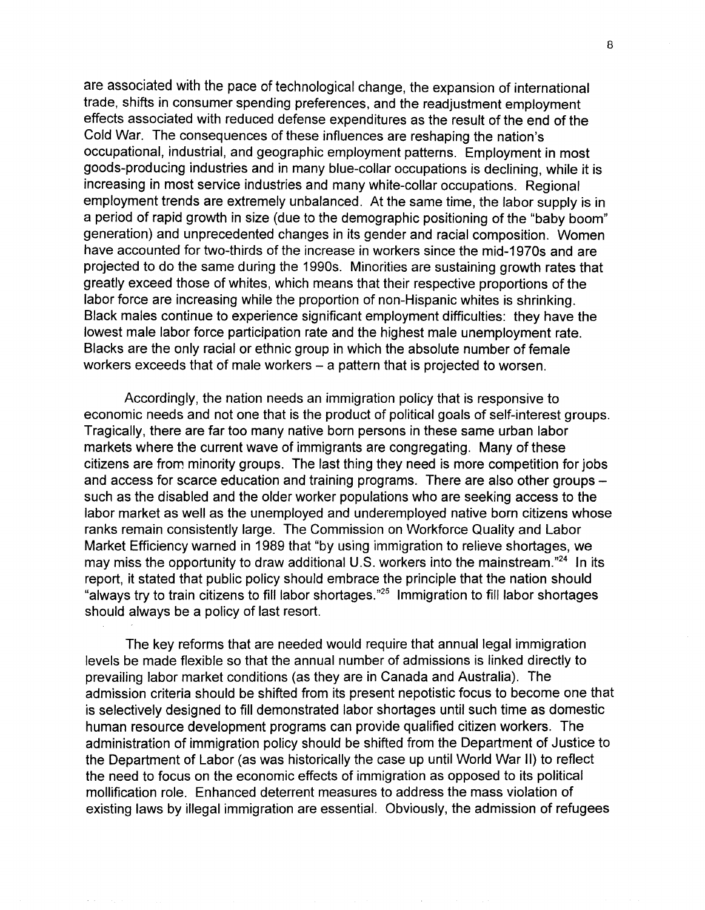are associated with the pace of technological change, the expansion of international trade, shifts in consumer spending preferences, and the readjustment employment effects associated with reduced defense expenditures as the result of the end of the Cold War. The consequences of these influences are reshaping the nation's occupational, industrial, and geographic employment patterns. Employment in most goods-producing industries and in many blue-collar occupations is declining, while it is increasing in most service industries and many white-collar occupations. Regional employment trends are extremely unbalanced. At the same time, the labor supply is in a period of rapid growth in size (due to the demographic positioning of the "baby boom" generation) and unprecedented changes in its gender and racial composition. Women have accounted for two-thirds of the increase in workers since the mid-1970s and are projected to do the same during the 1990s. Minorities are sustaining growth rates that greatly exceed those of whites, which means that their respective proportions of the labor force are increasing while the proportion of non-Hispanic whites is shrinking. Black males continue to experience significant employment difficulties: they have the lowest male labor force participation rate and the highest male unemployment rate. Blacks are the only racial or ethnic group in which the absolute number of female workers exceeds that of male workers – a pattern that is projected to worsen.

Accordingly, the nation needs an immigration policy that is responsive to economic needs and not one that is the product of political goals of self-interest groups. Tragically, there are far too many native born persons in these same urban labor markets where the current wave of immigrants are congregating. Many of these citizens are from minority groups. The last thing they need is more competition for jobs and access for scarce education and training programs. There are also other groups – such as the disabled and the older worker populations who are seeking access to the labor market as well as the unemployed and underemployed native born citizens whose ranks remain consistently large. The Commission on Workforce Quality and Labor Market Efficiency warned in 1989 that "by using immigration to relieve shortages, we may miss the opportunity to draw additional U.S. workers into the mainstream."[24] In its report, it stated that public policy should embrace the principle that the nation should "always try to train citizens to fill labor shortages."[25] Immigration to fill labor shortages should always be a policy of last resort.

The key reforms that are needed would require that annual legal immigration levels be made flexible so that the annual number of admissions is linked directly to prevailing labor market conditions (as they are in Canada and Australia). The admission criteria should be shifted from its present nepotistic focus to become one that is selectively designed to fill demonstrated labor shortages until such time as domestic human resource development programs can provide qualified citizen workers. The administration of immigration policy should be shifted from the Department of Justice to the Department of Labor (as was historically the case up until World War II) to reflect the need to focus on the economic effects of immigration as opposed to its political mollification role. Enhanced deterrent measures to address the mass violation of existing laws by illegal immigration are essential. Obviously, the admission of refugees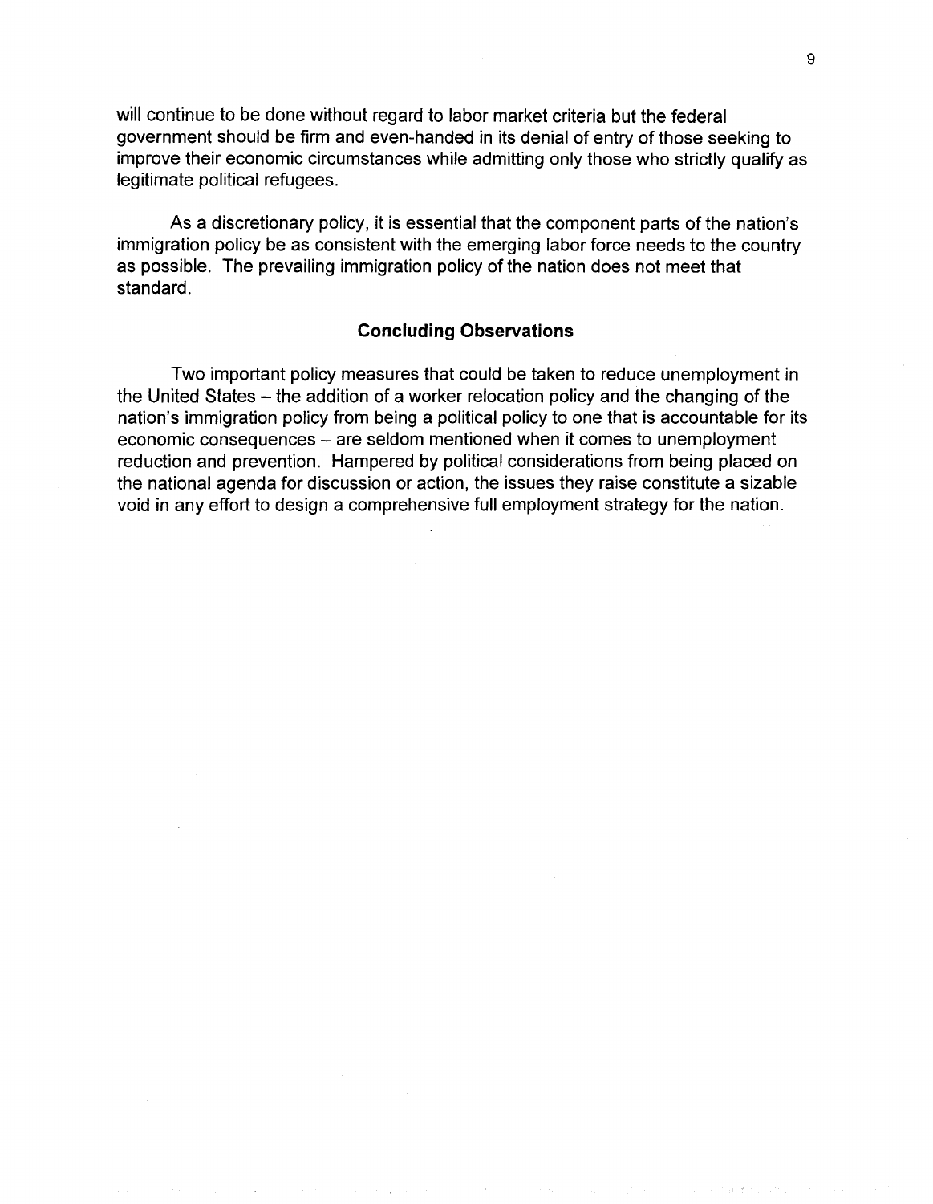will continue to be done without regard to labor market criteria but the federal government should be firm and even-handed in its denial of entry of those seeking to improve their economic circumstances while admitting only those who strictly qualify as legitimate political refugees.

As a discretionary policy, it is essential that the component parts of the nation's immigration policy be as consistent with the emerging labor force needs to the country as possible. The prevailing immigration policy of the nation does not meet that standard.

## Concluding Observations

Two important policy measures that could be taken to reduce unemployment in the United States – the addition of a worker relocation policy and the changing of the nation's immigration policy from being a political policy to one that is accountable for its economic consequences – are seldom mentioned when it comes to unemployment reduction and prevention. Hampered by political considerations from being placed on the national agenda for discussion or action, the issues they raise constitute a sizable void in any effort to design a comprehensive full employment strategy for the nation.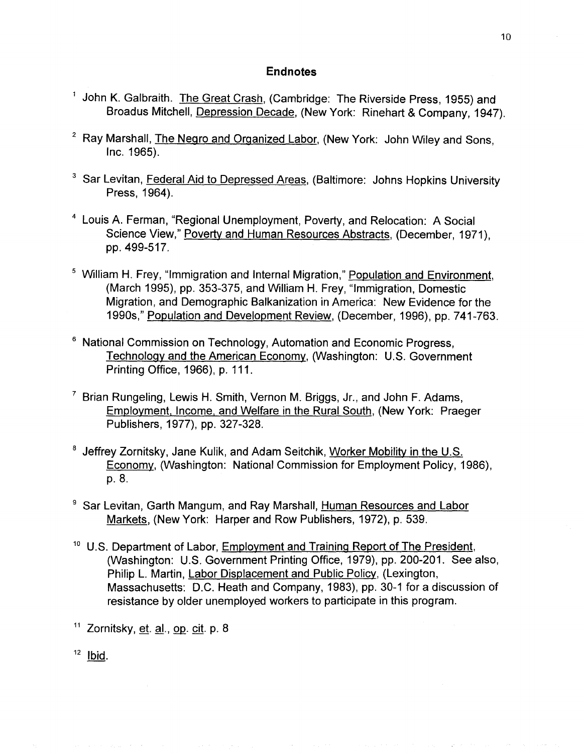## Endnotes

[1] John K. Galbraith. The Great Crash, (Cambridge: The Riverside Press, 1955) and Broadus Mitchell, Depression Decade, (New York: Rinehart & Company, 1947).

[2] Ray Marshall, The Negro and Organized Labor, (New York: John Wiley and Sons, Inc. 1965).

[3] Sar Levitan, Federal Aid to Depressed Areas, (Baltimore: Johns Hopkins University Press, 1964).

[4] Louis A. Ferman, "Regional Unemployment, Poverty, and Relocation: A Social Science View," Poverty and Human Resources Abstracts, (December, 1971), pp. 499-517.

[5] William H. Frey, "Immigration and Internal Migration," Population and Environment, (March 1995), pp. 353-375, and William H. Frey, "Immigration, Domestic Migration, and Demographic Balkanization in America: New Evidence for the 1990s," Population and Development Review, (December, 1996), pp. 741-763.

[6] National Commission on Technology, Automation and Economic Progress, Technology and the American Economy, (Washington: U.S. Government Printing Office, 1966), p. 111.

[7] Brian Rungeling, Lewis H. Smith, Vernon M. Briggs, Jr., and John F. Adams, Employment, Income, and Welfare in the Rural South, (New York: Praeger Publishers, 1977), pp. 327-328.

[8] Jeffrey Zornitsky, Jane Kulik, and Adam Seitchik, Worker Mobility in the U.S. Economy, (Washington: National Commission for Employment Policy, 1986), p. 8.

[9] Sar Levitan, Garth Mangum, and Ray Marshall, Human Resources and Labor Markets, (New York: Harper and Row Publishers, 1972), p. 539.

[10] U.S. Department of Labor, Employment and Training Report of The President, (Washington: U.S. Government Printing Office, 1979), pp. 200-201. See also, Philip L. Martin, Labor Displacement and Public Policy, (Lexington, Massachusetts: D.C. Heath and Company, 1983), pp. 30-1 for a discussion of resistance by older unemployed workers to participate in this program.

[11] Zornitsky, et. al., op. cit. p. 8

[12] Ibid.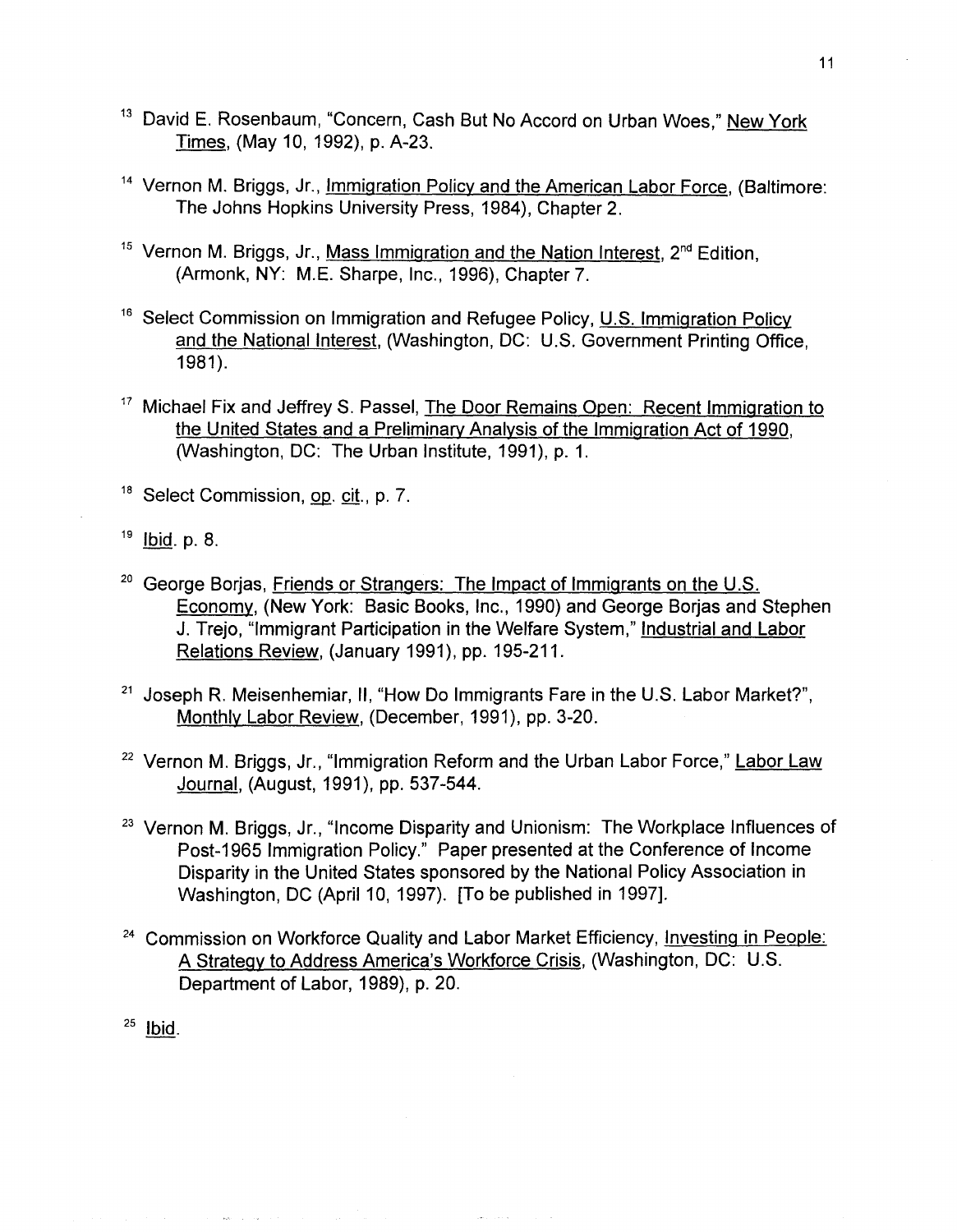[13] David E. Rosenbaum, "Concern, Cash But No Accord on Urban Woes," New York Times, (May 10, 1992), p. A-23.

[14] Vernon M. Briggs, Jr., Immigration Policy and the American Labor Force, (Baltimore: The Johns Hopkins University Press, 1984), Chapter 2.

[15] Vernon M. Briggs, Jr., Mass Immigration and the Nation Interest, 2nd Edition, (Armonk, NY: M.E. Sharpe, Inc., 1996), Chapter 7.

[16] Select Commission on Immigration and Refugee Policy, U.S. Immigration Policy and the National Interest, (Washington, DC: U.S. Government Printing Office, 1981).

[17] Michael Fix and Jeffrey S. Passel, The Door Remains Open: Recent Immigration to the United States and a Preliminary Analysis of the Immigration Act of 1990, (Washington, DC: The Urban Institute, 1991), p. 1.

[18] Select Commission, op. cit., p. 7.

[19] Ibid. p. 8.

[20] George Borjas, Friends or Strangers: The Impact of Immigrants on the U.S. Economy, (New York: Basic Books, Inc., 1990) and George Borjas and Stephen J. Trejo, "Immigrant Participation in the Welfare System," Industrial and Labor Relations Review, (January 1991), pp. 195-211.

[21] Joseph R. Meisenhemiar, II, "How Do Immigrants Fare in the U.S. Labor Market?", Monthly Labor Review, (December, 1991), pp. 3-20.

[22] Vernon M. Briggs, Jr., "Immigration Reform and the Urban Labor Force," Labor Law Journal, (August, 1991), pp. 537-544.

[23] Vernon M. Briggs, Jr., "Income Disparity and Unionism: The Workplace Influences of Post-1965 Immigration Policy." Paper presented at the Conference of Income Disparity in the United States sponsored by the National Policy Association in Washington, DC (April 10, 1997). [To be published in 1997].

[24] Commission on Workforce Quality and Labor Market Efficiency, Investing in People: A Strategy to Address America's Workforce Crisis, (Washington, DC: U.S. Department of Labor, 1989), p. 20.

[25] Ibid.